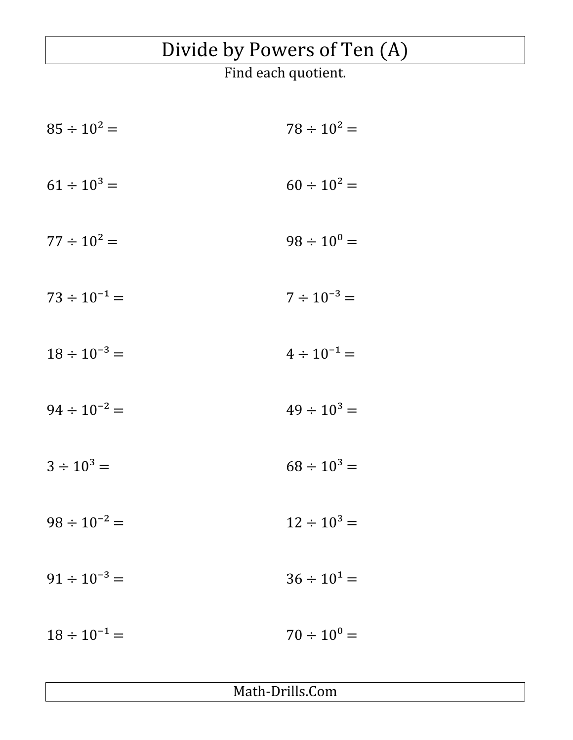# Divide by Powers of Ten (A)

Find each quotient.

$85 \div 10^{2} =$

$78 \div 10^{2} =$

$61 \div 10^{3} =$

$60 \div 10^{2} =$

$77 \div 10^{2} =$

$98 \div 10^{0} =$

$73 \div 10^{-1} =$

$7 \div 10^{-3} =$

$18 \div 10^{-3} =$

$4 \div 10^{-1} =$

$94 \div 10^{-2} =$

$49 \div 10^{3} =$

$3 \div 10^{3} =$

$68 \div 10^{3} =$

$98 \div 10^{-2} =$

$12 \div 10^{3} =$

$91 \div 10^{-3} =$

$36 \div 10^{1} =$

$18 \div 10^{-1} =$

$70 \div 10^{0} =$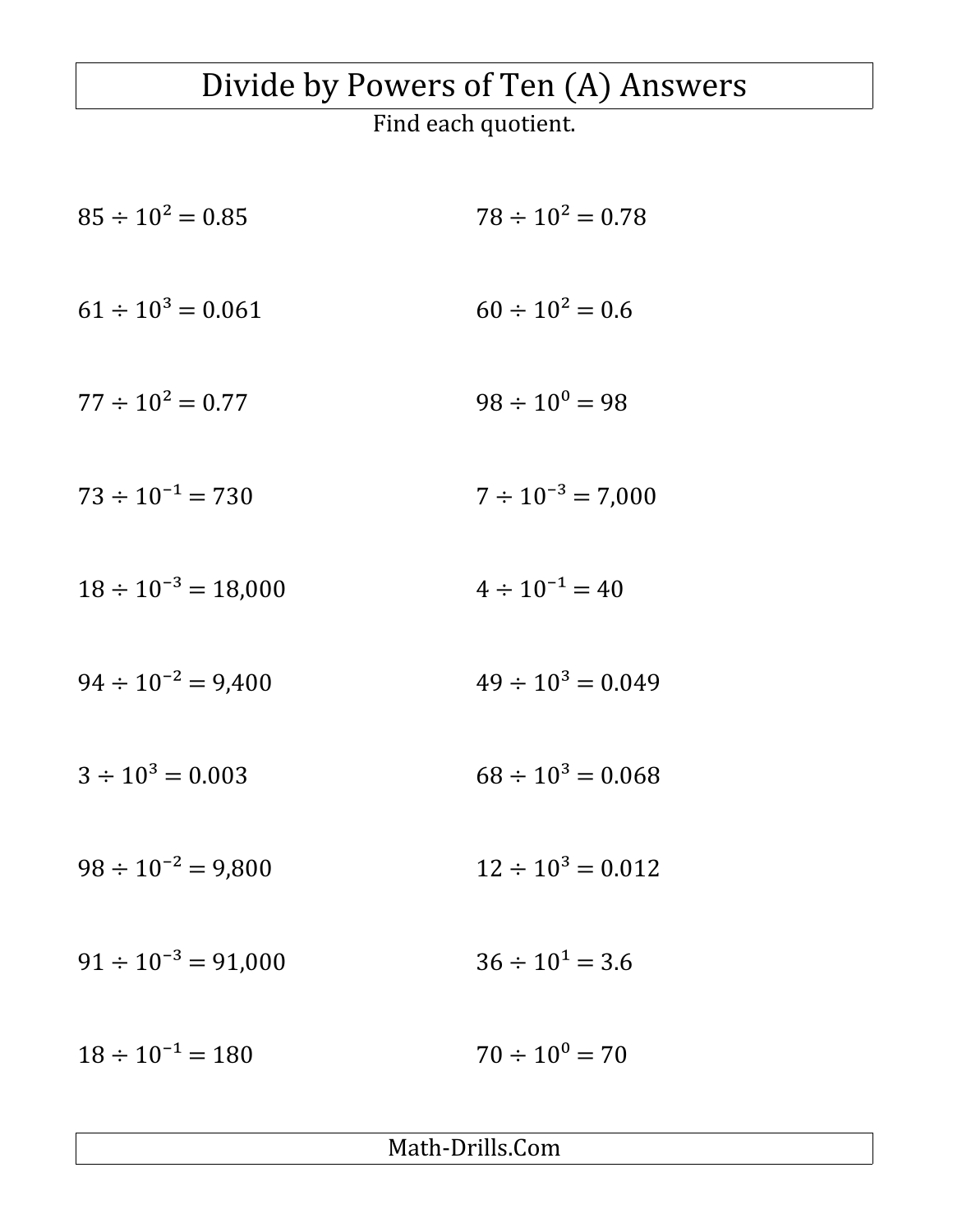# Divide by Powers of Ten (A) Answers

Find each quotient.

$85 \div 10^2 = 0.85$

$78 \div 10^2 = 0.78$

$61 \div 10^3 = 0.061$

$60 \div 10^2 = 0.6$

$77 \div 10^2 = 0.77$

$98 \div 10^0 = 98$

$73 \div 10^{-1} = 730$

$7 \div 10^{-3} = 7{,}000$

$18 \div 10^{-3} = 18{,}000$

$4 \div 10^{-1} = 40$

$94 \div 10^{-2} = 9{,}400$

$49 \div 10^3 = 0.049$

$3 \div 10^3 = 0.003$

$68 \div 10^3 = 0.068$

$98 \div 10^{-2} = 9{,}800$

$12 \div 10^3 = 0.012$

$91 \div 10^{-3} = 91{,}000$

$36 \div 10^1 = 3.6$

$18 \div 10^{-1} = 180$

$70 \div 10^0 = 70$

Math-Drills.Com